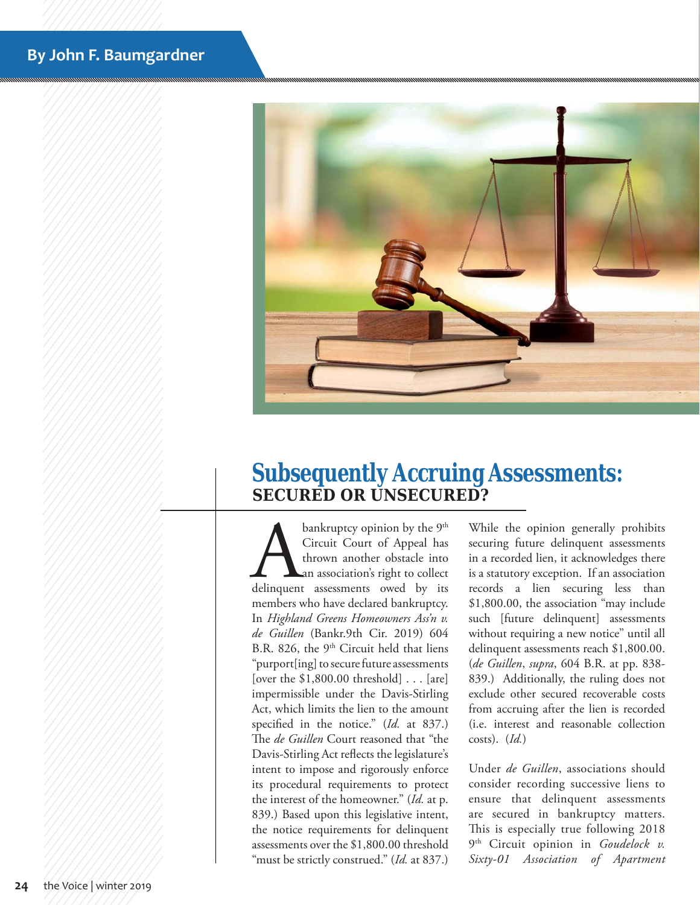By John F. Baumgardner

# Subsequently Accruing Assessments:
## SECURED OR UNSECURED?

A bankruptcy opinion by the 9th Circuit Court of Appeal has thrown another obstacle into an association's right to collect delinquent assessments owed by its members who have declared bankruptcy. In *Highland Greens Homeowners Ass'n v. de Guillen* (Bankr.9th Cir. 2019) 604 B.R. 826, the 9th Circuit held that liens "purport[ing] to secure future assessments [over the $1,800.00 threshold] . . . [are] impermissible under the Davis-Stirling Act, which limits the lien to the amount specified in the notice." (*Id.* at 837.) The *de Guillen* Court reasoned that "the Davis-Stirling Act reflects the legislature's intent to impose and rigorously enforce its procedural requirements to protect the interest of the homeowner." (*Id.* at p. 839.) Based upon this legislative intent, the notice requirements for delinquent assessments over the $1,800.00 threshold "must be strictly construed." (*Id.* at 837.)

While the opinion generally prohibits securing future delinquent assessments in a recorded lien, it acknowledges there is a statutory exception. If an association records a lien securing less than $1,800.00, the association "may include such [future delinquent] assessments without requiring a new notice" until all delinquent assessments reach $1,800.00. (*de Guillen*, *supra*, 604 B.R. at pp. 838-839.) Additionally, the ruling does not exclude other secured recoverable costs from accruing after the lien is recorded (i.e. interest and reasonable collection costs). (*Id.*)

Under *de Guillen*, associations should consider recording successive liens to ensure that delinquent assessments are secured in bankruptcy matters. This is especially true following 2018 9th Circuit opinion in *Goudelock v. Sixty-01 Association of Apartment*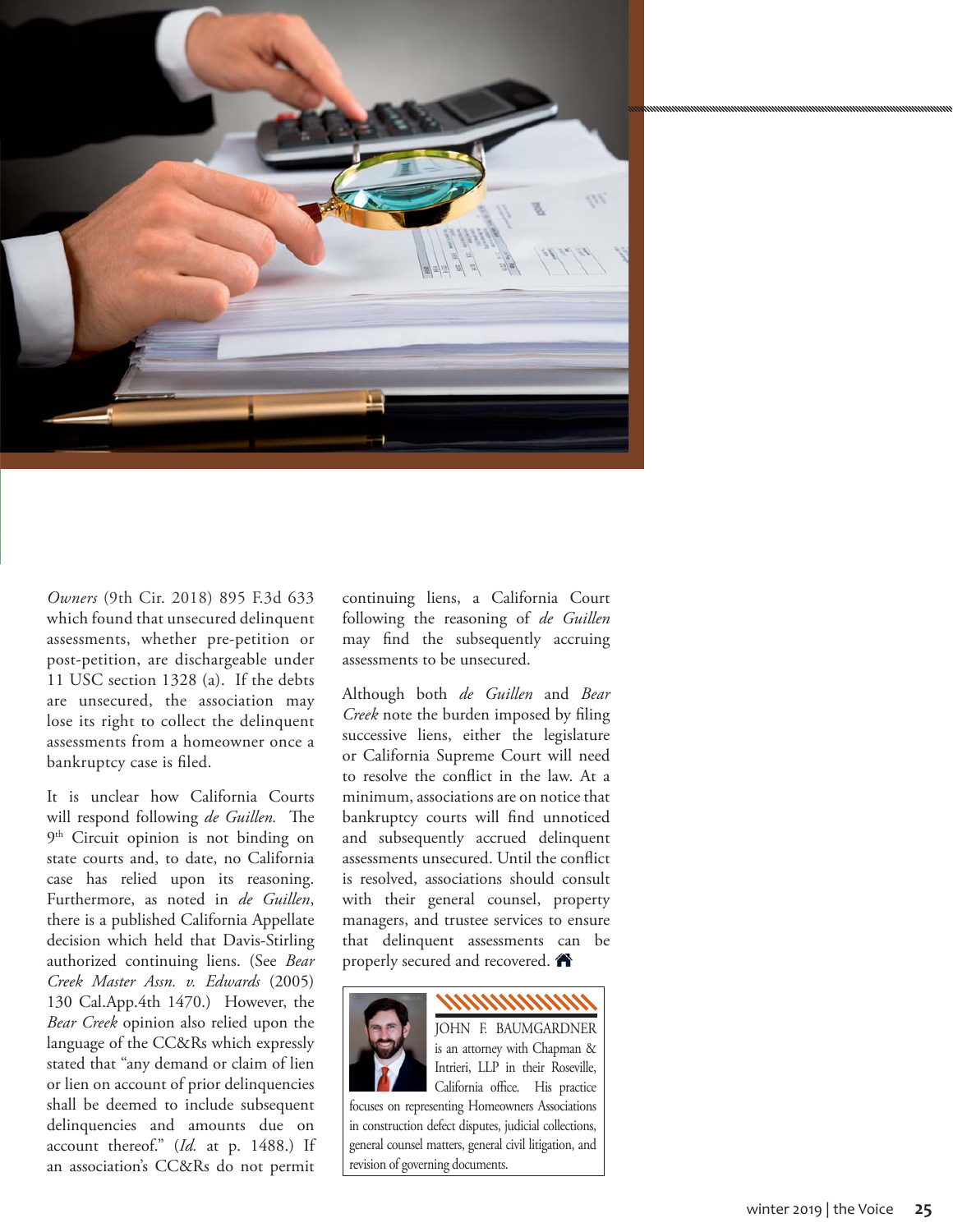*Owners* (9th Cir. 2018) 895 F.3d 633 which found that unsecured delinquent assessments, whether pre-petition or post-petition, are dischargeable under 11 USC section 1328 (a). If the debts are unsecured, the association may lose its right to collect the delinquent assessments from a homeowner once a bankruptcy case is filed.

It is unclear how California Courts will respond following *de Guillen.* The 9th Circuit opinion is not binding on state courts and, to date, no California case has relied upon its reasoning. Furthermore, as noted in *de Guillen*, there is a published California Appellate decision which held that Davis-Stirling authorized continuing liens. (See *Bear Creek Master Assn. v. Edwards* (2005) 130 Cal.App.4th 1470.) However, the *Bear Creek* opinion also relied upon the language of the CC&Rs which expressly stated that "any demand or claim of lien or lien on account of prior delinquencies shall be deemed to include subsequent delinquencies and amounts due on account thereof." (*Id.* at p. 1488.) If an association's CC&Rs do not permit continuing liens, a California Court following the reasoning of *de Guillen* may find the subsequently accruing assessments to be unsecured.

Although both *de Guillen* and *Bear Creek* note the burden imposed by filing successive liens, either the legislature or California Supreme Court will need to resolve the conflict in the law. At a minimum, associations are on notice that bankruptcy courts will find unnoticed and subsequently accrued delinquent assessments unsecured. Until the conflict is resolved, associations should consult with their general counsel, property managers, and trustee services to ensure that delinquent assessments can be properly secured and recovered.

JOHN F. BAUMGARDNER is an attorney with Chapman & Intrieri, LLP in their Roseville, California office. His practice focuses on representing Homeowners Associations in construction defect disputes, judicial collections, general counsel matters, general civil litigation, and revision of governing documents.